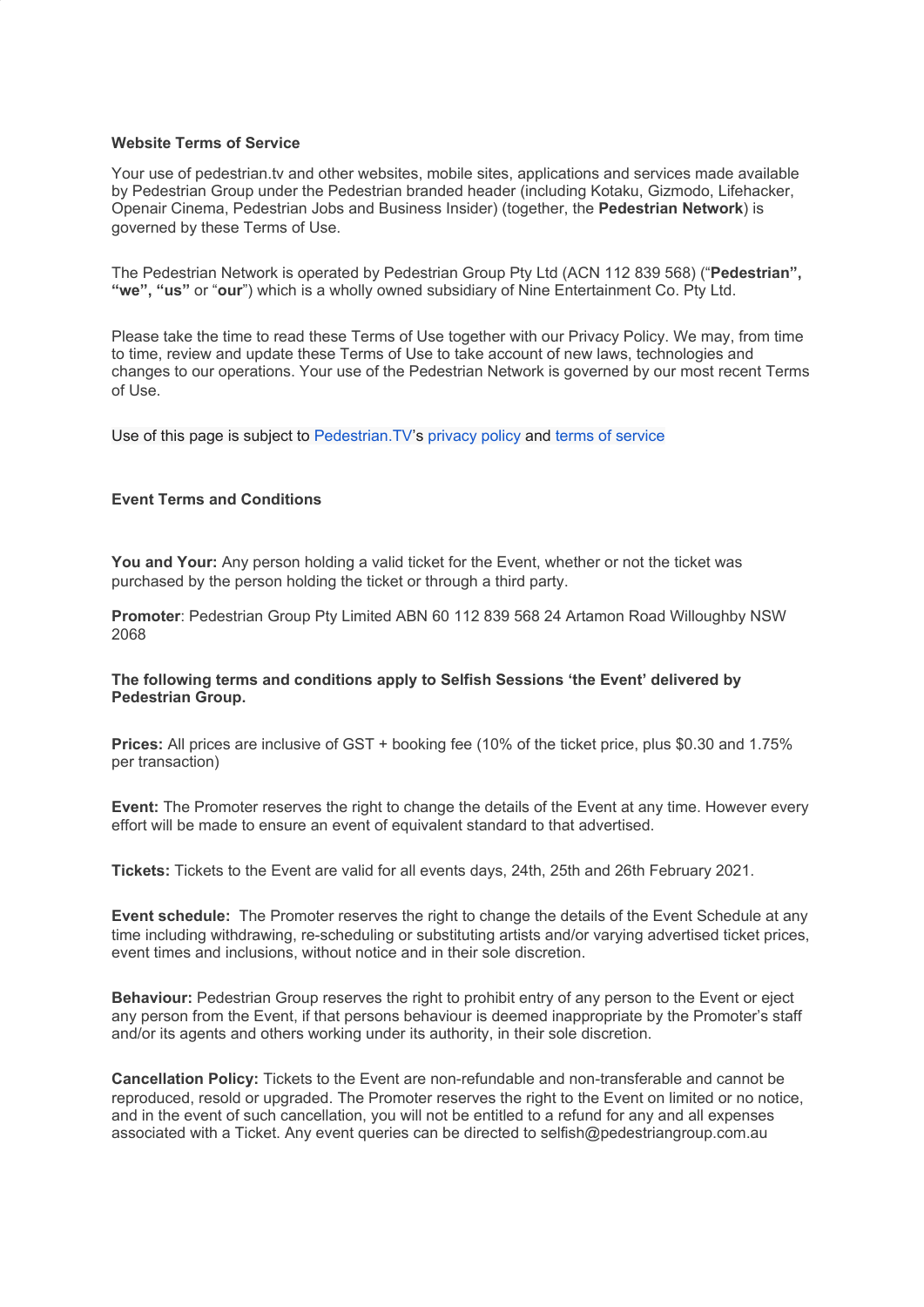**Website Terms of Service**

Your use of pedestrian.tv and other websites, mobile sites, applications and services made available by Pedestrian Group under the Pedestrian branded header (including Kotaku, Gizmodo, Lifehacker, Openair Cinema, Pedestrian Jobs and Business Insider) (together, the **Pedestrian Network**) is governed by these Terms of Use.

The Pedestrian Network is operated by Pedestrian Group Pty Ltd (ACN 112 839 568) ("**Pedestrian", "we", "us"** or "**our**") which is a wholly owned subsidiary of Nine Entertainment Co. Pty Ltd.

Please take the time to read these Terms of Use together with our Privacy Policy. We may, from time to time, review and update these Terms of Use to take account of new laws, technologies and changes to our operations. Your use of the Pedestrian Network is governed by our most recent Terms of Use.

Use of this page is subject to Pedestrian.TV's privacy policy and terms of service

**Event Terms and Conditions**

**You and Your:** Any person holding a valid ticket for the Event, whether or not the ticket was purchased by the person holding the ticket or through a third party.

**Promoter**: Pedestrian Group Pty Limited ABN 60 112 839 568 24 Artamon Road Willoughby NSW 2068

**The following terms and conditions apply to Selfish Sessions 'the Event' delivered by Pedestrian Group.**

**Prices:** All prices are inclusive of GST + booking fee (10% of the ticket price, plus $0.30 and 1.75% per transaction)

**Event:** The Promoter reserves the right to change the details of the Event at any time. However every effort will be made to ensure an event of equivalent standard to that advertised.

**Tickets:** Tickets to the Event are valid for all events days, 24th, 25th and 26th February 2021.

**Event schedule:** The Promoter reserves the right to change the details of the Event Schedule at any time including withdrawing, re-scheduling or substituting artists and/or varying advertised ticket prices, event times and inclusions, without notice and in their sole discretion.

**Behaviour:** Pedestrian Group reserves the right to prohibit entry of any person to the Event or eject any person from the Event, if that persons behaviour is deemed inappropriate by the Promoter's staff and/or its agents and others working under its authority, in their sole discretion.

**Cancellation Policy:** Tickets to the Event are non-refundable and non-transferable and cannot be reproduced, resold or upgraded. The Promoter reserves the right to the Event on limited or no notice, and in the event of such cancellation, you will not be entitled to a refund for any and all expenses associated with a Ticket. Any event queries can be directed to selfish@pedestriangroup.com.au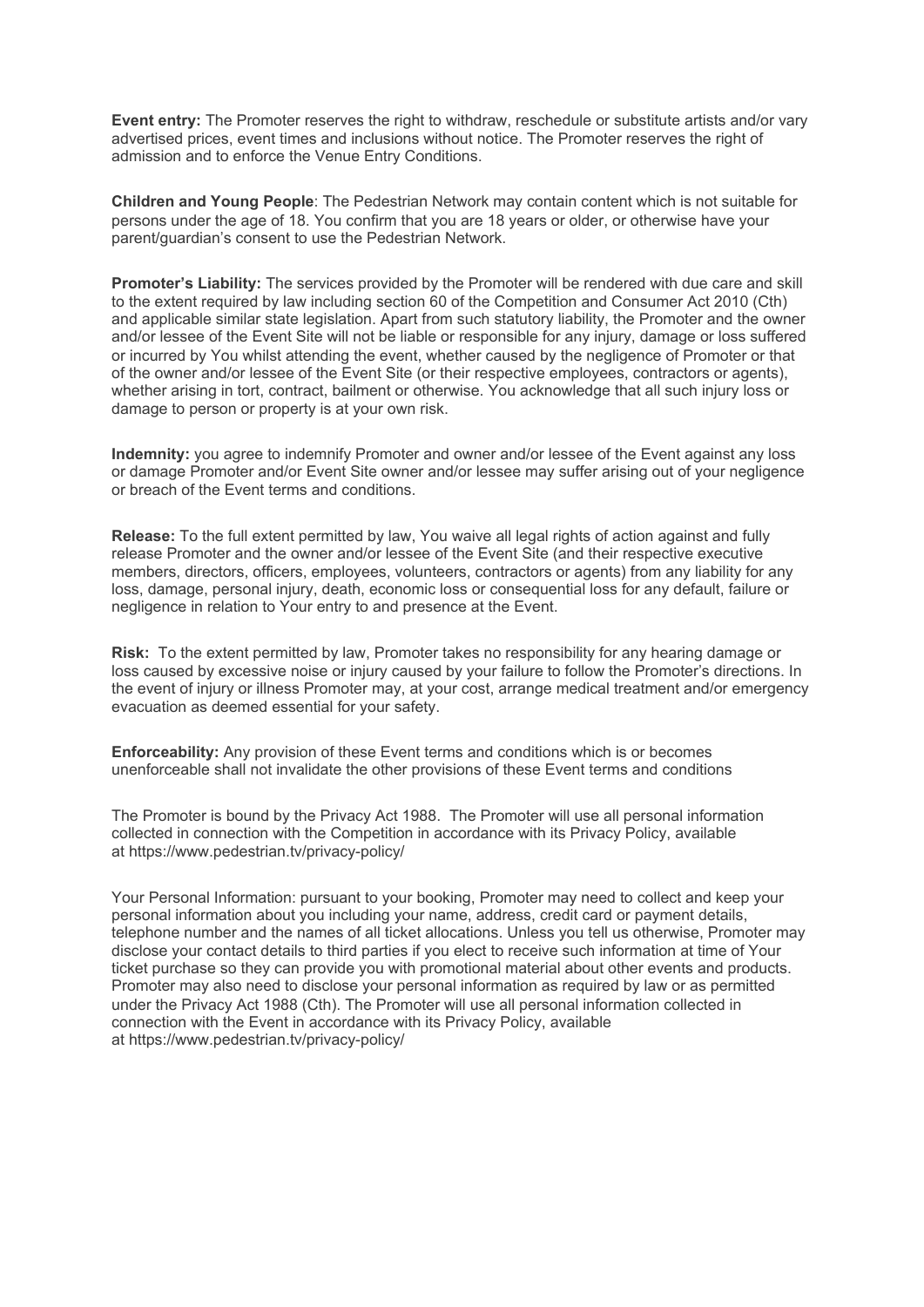**Event entry:** The Promoter reserves the right to withdraw, reschedule or substitute artists and/or vary advertised prices, event times and inclusions without notice. The Promoter reserves the right of admission and to enforce the Venue Entry Conditions.

**Children and Young People**: The Pedestrian Network may contain content which is not suitable for persons under the age of 18. You confirm that you are 18 years or older, or otherwise have your parent/guardian's consent to use the Pedestrian Network.

**Promoter's Liability:** The services provided by the Promoter will be rendered with due care and skill to the extent required by law including section 60 of the Competition and Consumer Act 2010 (Cth) and applicable similar state legislation. Apart from such statutory liability, the Promoter and the owner and/or lessee of the Event Site will not be liable or responsible for any injury, damage or loss suffered or incurred by You whilst attending the event, whether caused by the negligence of Promoter or that of the owner and/or lessee of the Event Site (or their respective employees, contractors or agents), whether arising in tort, contract, bailment or otherwise. You acknowledge that all such injury loss or damage to person or property is at your own risk.

**Indemnity:** you agree to indemnify Promoter and owner and/or lessee of the Event against any loss or damage Promoter and/or Event Site owner and/or lessee may suffer arising out of your negligence or breach of the Event terms and conditions.

**Release:** To the full extent permitted by law, You waive all legal rights of action against and fully release Promoter and the owner and/or lessee of the Event Site (and their respective executive members, directors, officers, employees, volunteers, contractors or agents) from any liability for any loss, damage, personal injury, death, economic loss or consequential loss for any default, failure or negligence in relation to Your entry to and presence at the Event.

**Risk:** To the extent permitted by law, Promoter takes no responsibility for any hearing damage or loss caused by excessive noise or injury caused by your failure to follow the Promoter's directions. In the event of injury or illness Promoter may, at your cost, arrange medical treatment and/or emergency evacuation as deemed essential for your safety.

**Enforceability:** Any provision of these Event terms and conditions which is or becomes unenforceable shall not invalidate the other provisions of these Event terms and conditions

The Promoter is bound by the Privacy Act 1988. The Promoter will use all personal information collected in connection with the Competition in accordance with its Privacy Policy, available at https://www.pedestrian.tv/privacy-policy/

Your Personal Information: pursuant to your booking, Promoter may need to collect and keep your personal information about you including your name, address, credit card or payment details, telephone number and the names of all ticket allocations. Unless you tell us otherwise, Promoter may disclose your contact details to third parties if you elect to receive such information at time of Your ticket purchase so they can provide you with promotional material about other events and products. Promoter may also need to disclose your personal information as required by law or as permitted under the Privacy Act 1988 (Cth). The Promoter will use all personal information collected in connection with the Event in accordance with its Privacy Policy, available at https://www.pedestrian.tv/privacy-policy/